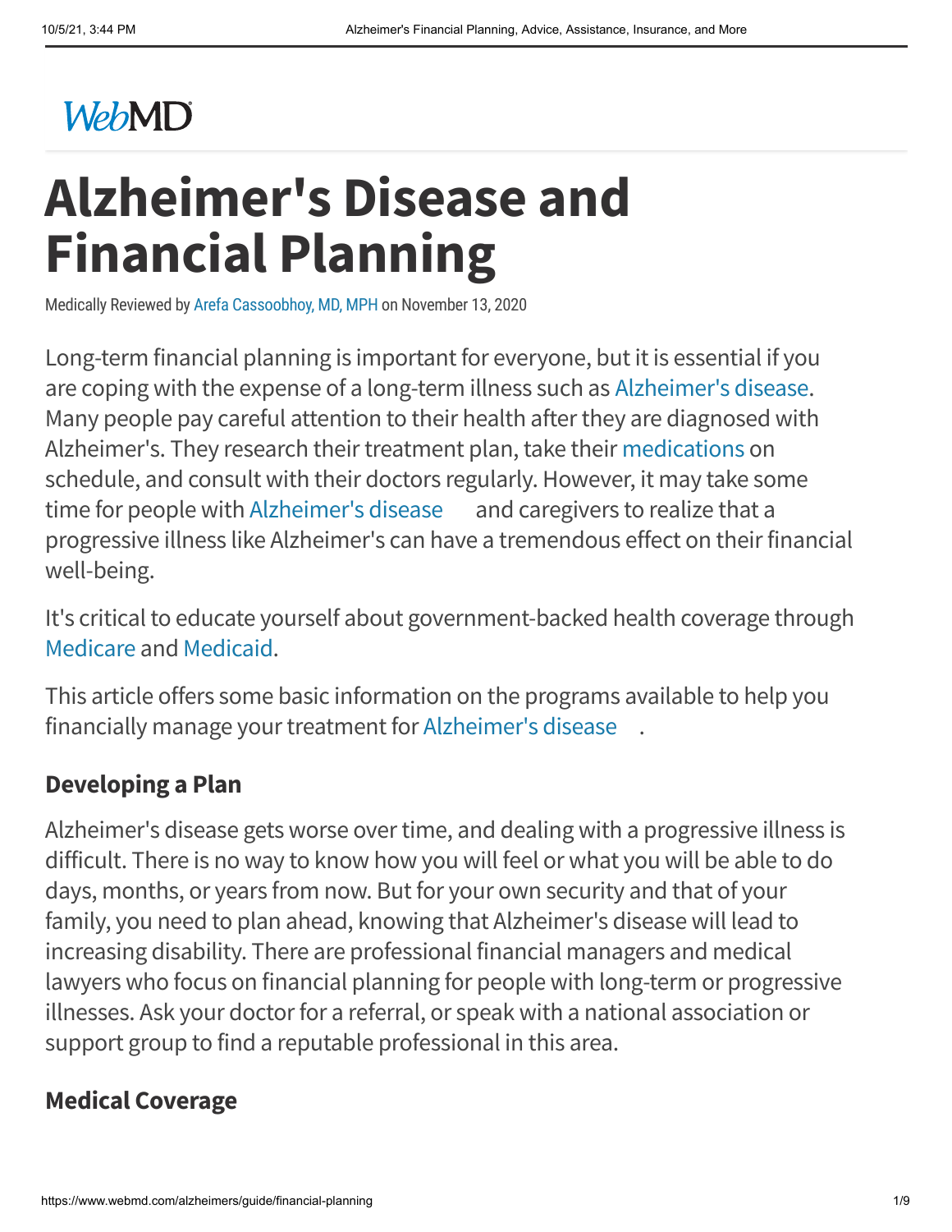WebMD

# Alzheimer's Disease and Financial Planning

Medically Reviewed by Arefa Cassoobhoy, MD, MPH on November 13, 2020

Long-term financial planning is important for everyone, but it is essential if you are coping with the expense of a long-term illness such as Alzheimer's disease. Many people pay careful attention to their health after they are diagnosed with Alzheimer's. They research their treatment plan, take their medications on schedule, and consult with their doctors regularly. However, it may take some time for people with Alzheimer's disease and caregivers to realize that a progressive illness like Alzheimer's can have a tremendous effect on their financial well-being.

It's critical to educate yourself about government-backed health coverage through Medicare and Medicaid.

This article offers some basic information on the programs available to help you financially manage your treatment for Alzheimer's disease.

## Developing a Plan

Alzheimer's disease gets worse over time, and dealing with a progressive illness is difficult. There is no way to know how you will feel or what you will be able to do days, months, or years from now. But for your own security and that of your family, you need to plan ahead, knowing that Alzheimer's disease will lead to increasing disability. There are professional financial managers and medical lawyers who focus on financial planning for people with long-term or progressive illnesses. Ask your doctor for a referral, or speak with a national association or support group to find a reputable professional in this area.

## Medical Coverage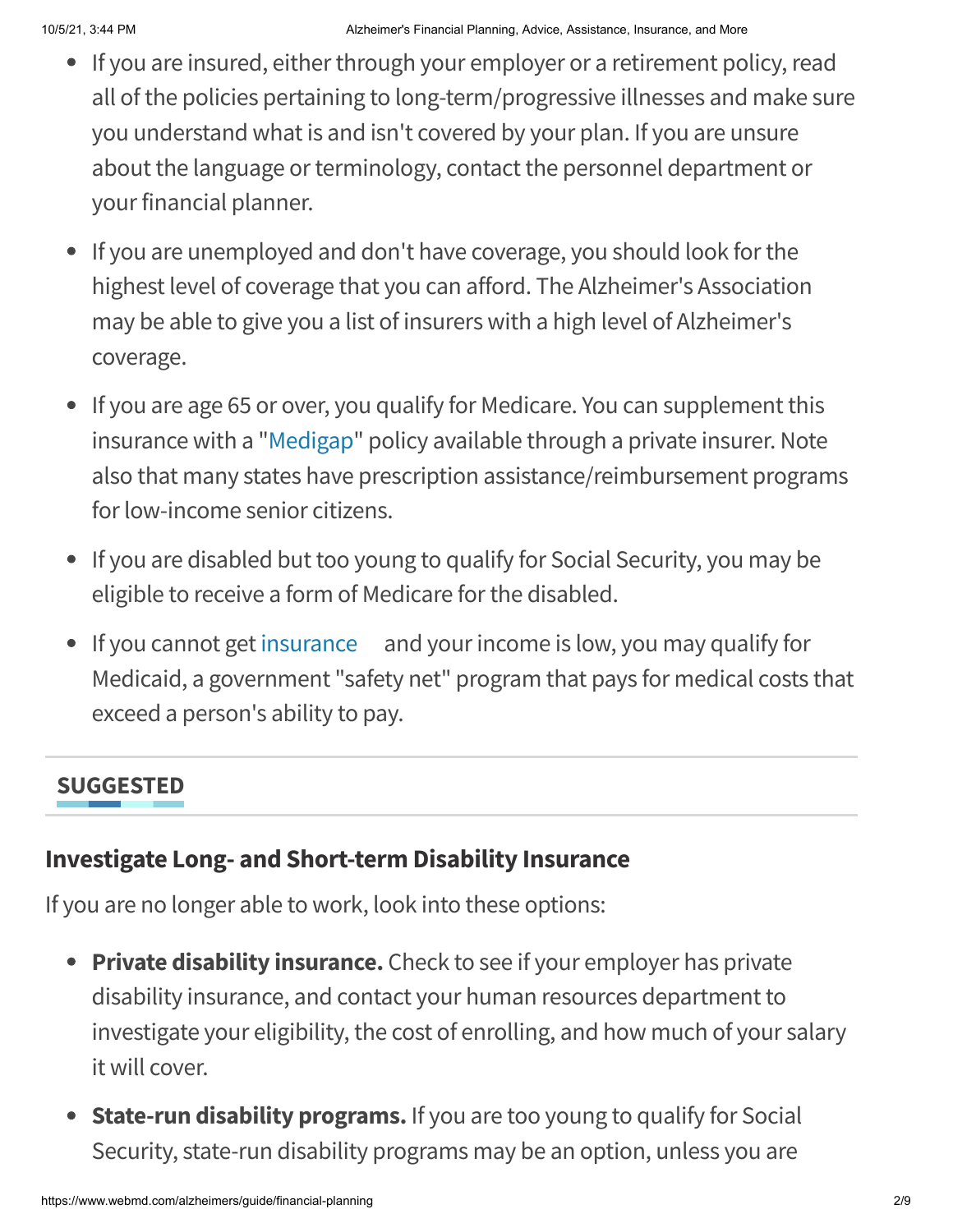- If you are insured, either through your employer or a retirement policy, read all of the policies pertaining to long-term/progressive illnesses and make sure you understand what is and isn't covered by your plan. If you are unsure about the language or terminology, contact the personnel department or your financial planner.
- If you are unemployed and don't have coverage, you should look for the highest level of coverage that you can afford. The Alzheimer's Association may be able to give you a list of insurers with a high level of Alzheimer's coverage.
- If you are age 65 or over, you qualify for Medicare. You can supplement this insurance with a "Medigap" policy available through a private insurer. Note also that many states have prescription assistance/reimbursement programs for low-income senior citizens.
- If you are disabled but too young to qualify for Social Security, you may be eligible to receive a form of Medicare for the disabled.
- If you cannot get insurance and your income is low, you may qualify for Medicaid, a government "safety net" program that pays for medical costs that exceed a person's ability to pay.

**SUGGESTED**

### Investigate Long- and Short-term Disability Insurance

If you are no longer able to work, look into these options:

- **Private disability insurance.** Check to see if your employer has private disability insurance, and contact your human resources department to investigate your eligibility, the cost of enrolling, and how much of your salary it will cover.
- **State-run disability programs.** If you are too young to qualify for Social Security, state-run disability programs may be an option, unless you are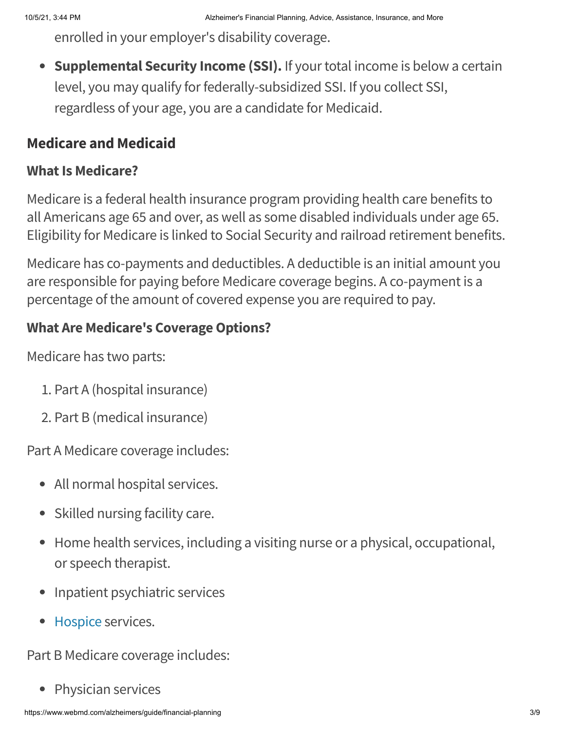enrolled in your employer's disability coverage.

- **Supplemental Security Income (SSI).** If your total income is below a certain level, you may qualify for federally-subsidized SSI. If you collect SSI, regardless of your age, you are a candidate for Medicaid.

## Medicare and Medicaid

### What Is Medicare?

Medicare is a federal health insurance program providing health care benefits to all Americans age 65 and over, as well as some disabled individuals under age 65. Eligibility for Medicare is linked to Social Security and railroad retirement benefits.

Medicare has co-payments and deductibles. A deductible is an initial amount you are responsible for paying before Medicare coverage begins. A co-payment is a percentage of the amount of covered expense you are required to pay.

### What Are Medicare's Coverage Options?

Medicare has two parts:

1. Part A (hospital insurance)
2. Part B (medical insurance)

Part A Medicare coverage includes:

- All normal hospital services.
- Skilled nursing facility care.
- Home health services, including a visiting nurse or a physical, occupational, or speech therapist.
- Inpatient psychiatric services
- Hospice services.

Part B Medicare coverage includes:

- Physician services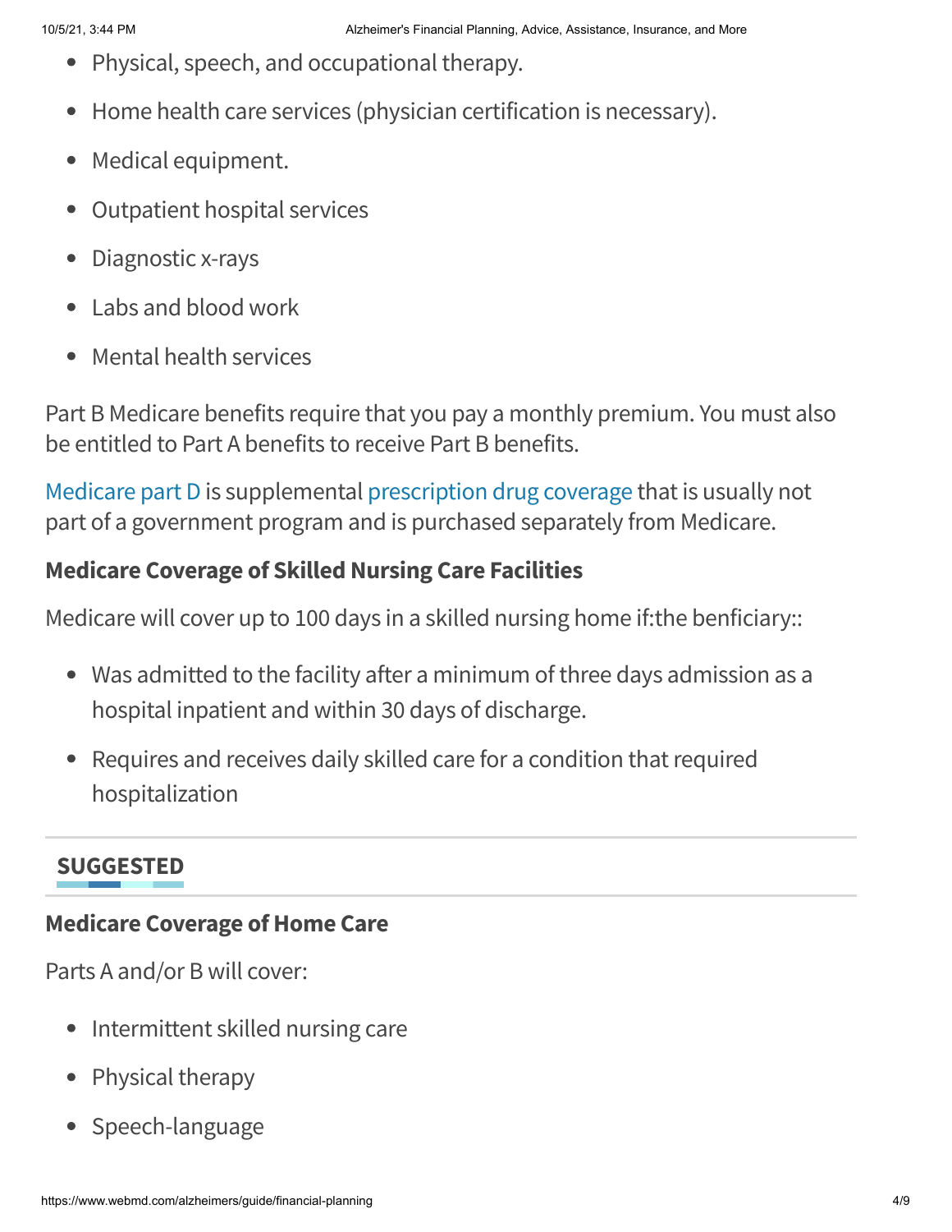- Physical, speech, and occupational therapy.
- Home health care services (physician certification is necessary).
- Medical equipment.
- Outpatient hospital services
- Diagnostic x-rays
- Labs and blood work
- Mental health services

Part B Medicare benefits require that you pay a monthly premium. You must also be entitled to Part A benefits to receive Part B benefits.

Medicare part D is supplemental prescription drug coverage that is usually not part of a government program and is purchased separately from Medicare.

### Medicare Coverage of Skilled Nursing Care Facilities

Medicare will cover up to 100 days in a skilled nursing home if:the benficiary::

- Was admitted to the facility after a minimum of three days admission as a hospital inpatient and within 30 days of discharge.
- Requires and receives daily skilled care for a condition that required hospitalization

**SUGGESTED**

### Medicare Coverage of Home Care

Parts A and/or B will cover:

- Intermittent skilled nursing care
- Physical therapy
- Speech-language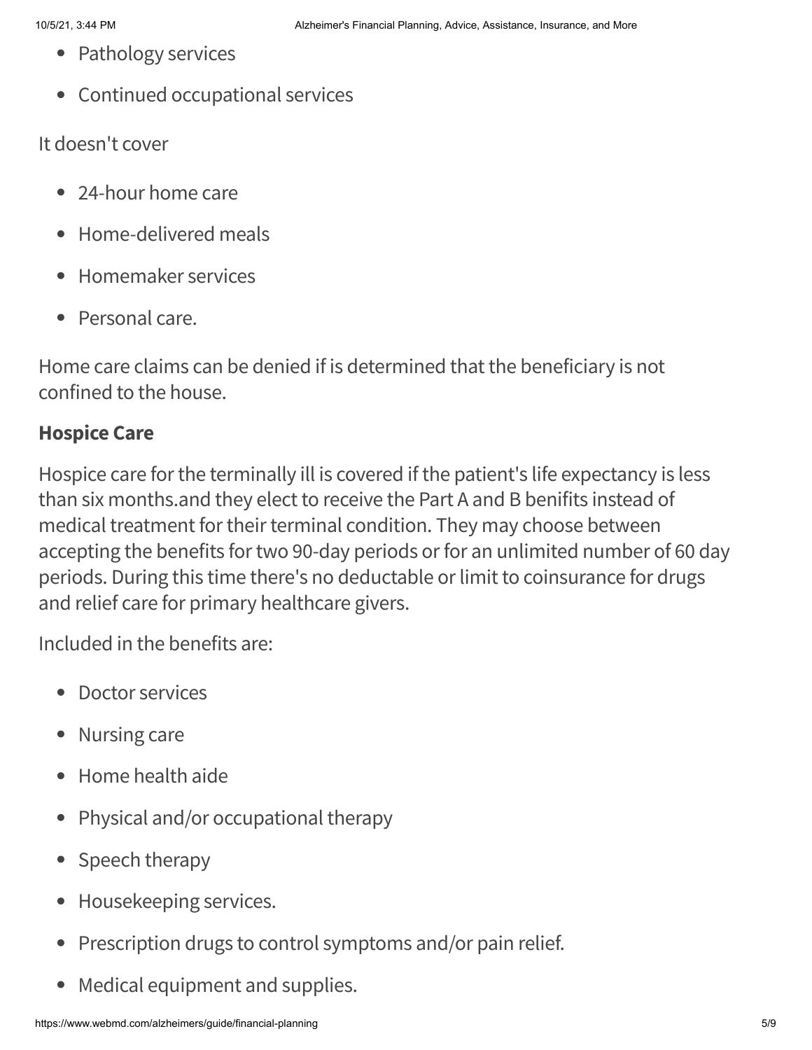- Pathology services
- Continued occupational services

It doesn't cover

- 24-hour home care
- Home-delivered meals
- Homemaker services
- Personal care.

Home care claims can be denied if is determined that the beneficiary is not confined to the house.

### Hospice Care

Hospice care for the terminally ill is covered if the patient's life expectancy is less than six months.and they elect to receive the Part A and B benifits instead of medical treatment for their terminal condition. They may choose between accepting the benefits for two 90-day periods or for an unlimited number of 60 day periods. During this time there's no deductable or limit to coinsurance for drugs and relief care for primary healthcare givers.

Included in the benefits are:

- Doctor services
- Nursing care
- Home health aide
- Physical and/or occupational therapy
- Speech therapy
- Housekeeping services.
- Prescription drugs to control symptoms and/or pain relief.
- Medical equipment and supplies.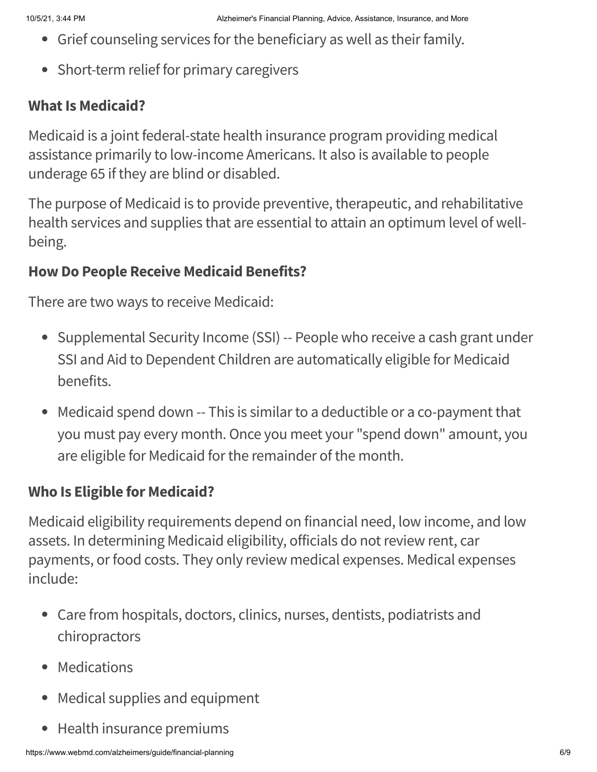- Grief counseling services for the beneficiary as well as their family.
- Short-term relief for primary caregivers

### What Is Medicaid?

Medicaid is a joint federal-state health insurance program providing medical assistance primarily to low-income Americans. It also is available to people underage 65 if they are blind or disabled.

The purpose of Medicaid is to provide preventive, therapeutic, and rehabilitative health services and supplies that are essential to attain an optimum level of well-being.

### How Do People Receive Medicaid Benefits?

There are two ways to receive Medicaid:

- Supplemental Security Income (SSI) -- People who receive a cash grant under SSI and Aid to Dependent Children are automatically eligible for Medicaid benefits.
- Medicaid spend down -- This is similar to a deductible or a co-payment that you must pay every month. Once you meet your "spend down" amount, you are eligible for Medicaid for the remainder of the month.

### Who Is Eligible for Medicaid?

Medicaid eligibility requirements depend on financial need, low income, and low assets. In determining Medicaid eligibility, officials do not review rent, car payments, or food costs. They only review medical expenses. Medical expenses include:

- Care from hospitals, doctors, clinics, nurses, dentists, podiatrists and chiropractors
- Medications
- Medical supplies and equipment
- Health insurance premiums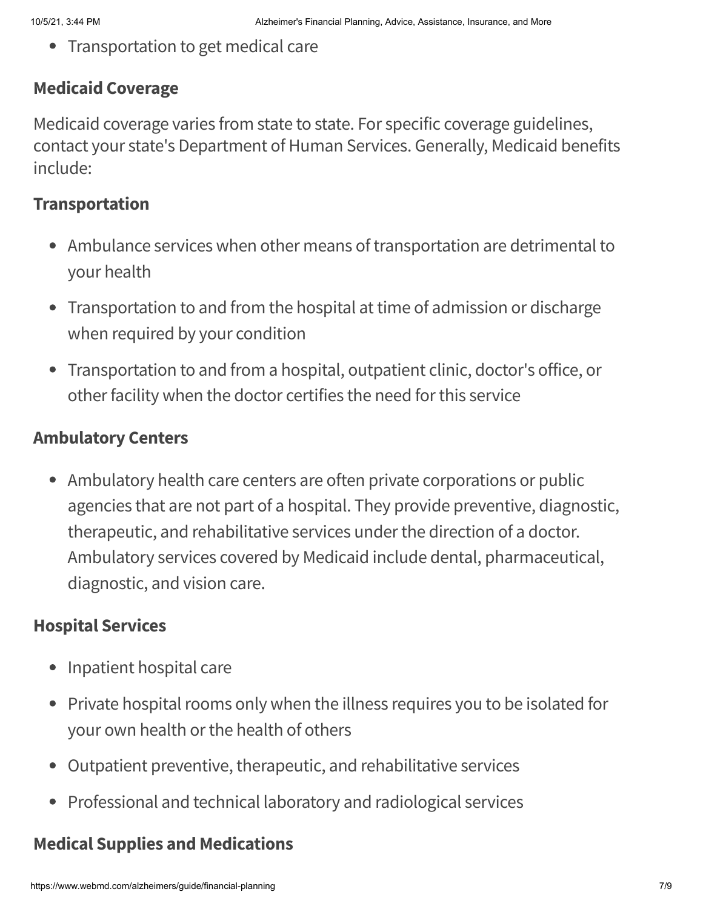- Transportation to get medical care

### Medicaid Coverage

Medicaid coverage varies from state to state. For specific coverage guidelines, contact your state's Department of Human Services. Generally, Medicaid benefits include:

### Transportation

- Ambulance services when other means of transportation are detrimental to your health
- Transportation to and from the hospital at time of admission or discharge when required by your condition
- Transportation to and from a hospital, outpatient clinic, doctor's office, or other facility when the doctor certifies the need for this service

### Ambulatory Centers

- Ambulatory health care centers are often private corporations or public agencies that are not part of a hospital. They provide preventive, diagnostic, therapeutic, and rehabilitative services under the direction of a doctor. Ambulatory services covered by Medicaid include dental, pharmaceutical, diagnostic, and vision care.

### Hospital Services

- Inpatient hospital care
- Private hospital rooms only when the illness requires you to be isolated for your own health or the health of others
- Outpatient preventive, therapeutic, and rehabilitative services
- Professional and technical laboratory and radiological services

### Medical Supplies and Medications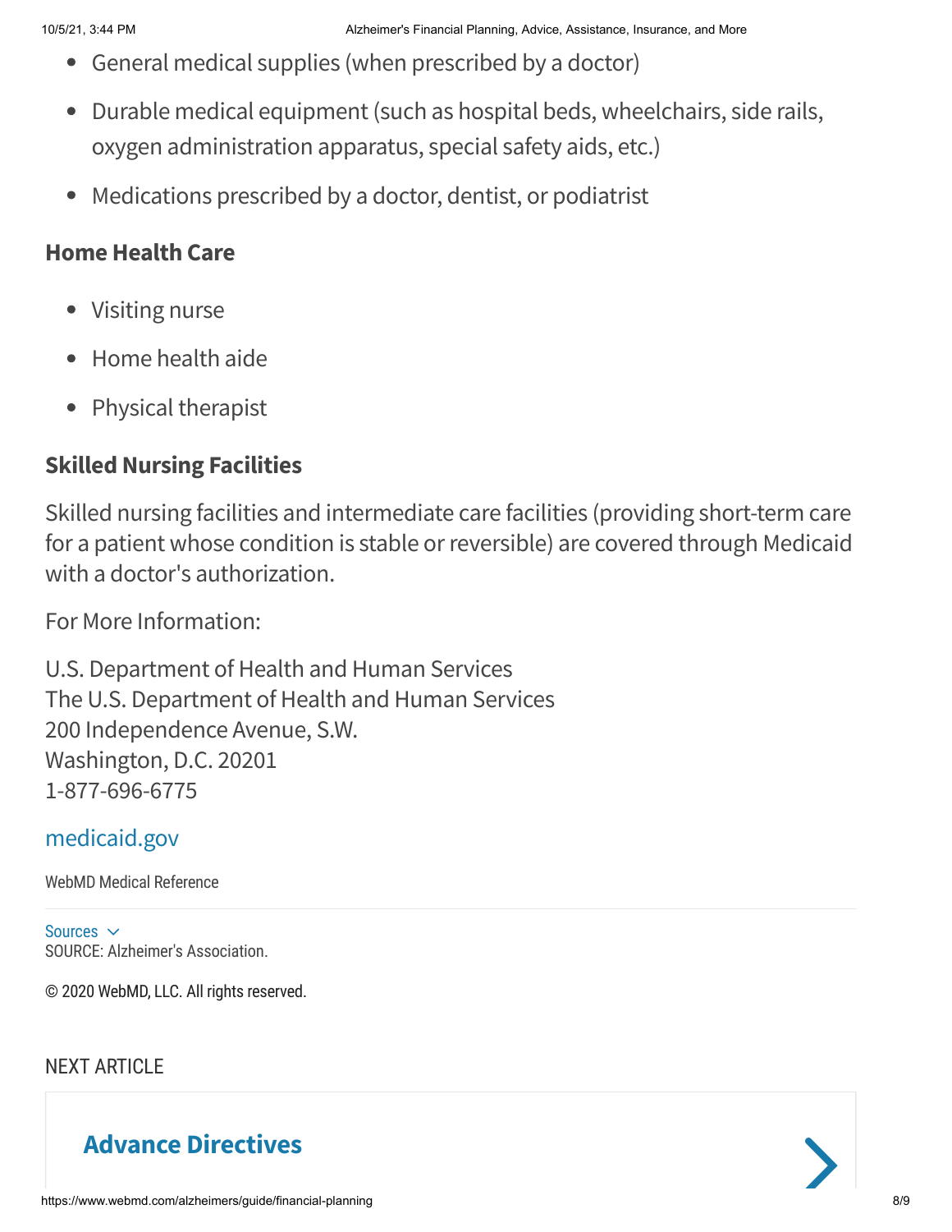- General medical supplies (when prescribed by a doctor)
- Durable medical equipment (such as hospital beds, wheelchairs, side rails, oxygen administration apparatus, special safety aids, etc.)
- Medications prescribed by a doctor, dentist, or podiatrist

### Home Health Care

- Visiting nurse
- Home health aide
- Physical therapist

### Skilled Nursing Facilities

Skilled nursing facilities and intermediate care facilities (providing short-term care for a patient whose condition is stable or reversible) are covered through Medicaid with a doctor's authorization.

For More Information:

U.S. Department of Health and Human Services
The U.S. Department of Health and Human Services
200 Independence Avenue, S.W.
Washington, D.C. 20201
1-877-696-6775

medicaid.gov

WebMD Medical Reference

Sources
SOURCE: Alzheimer's Association.

© 2020 WebMD, LLC. All rights reserved.

NEXT ARTICLE

**Advance Directives**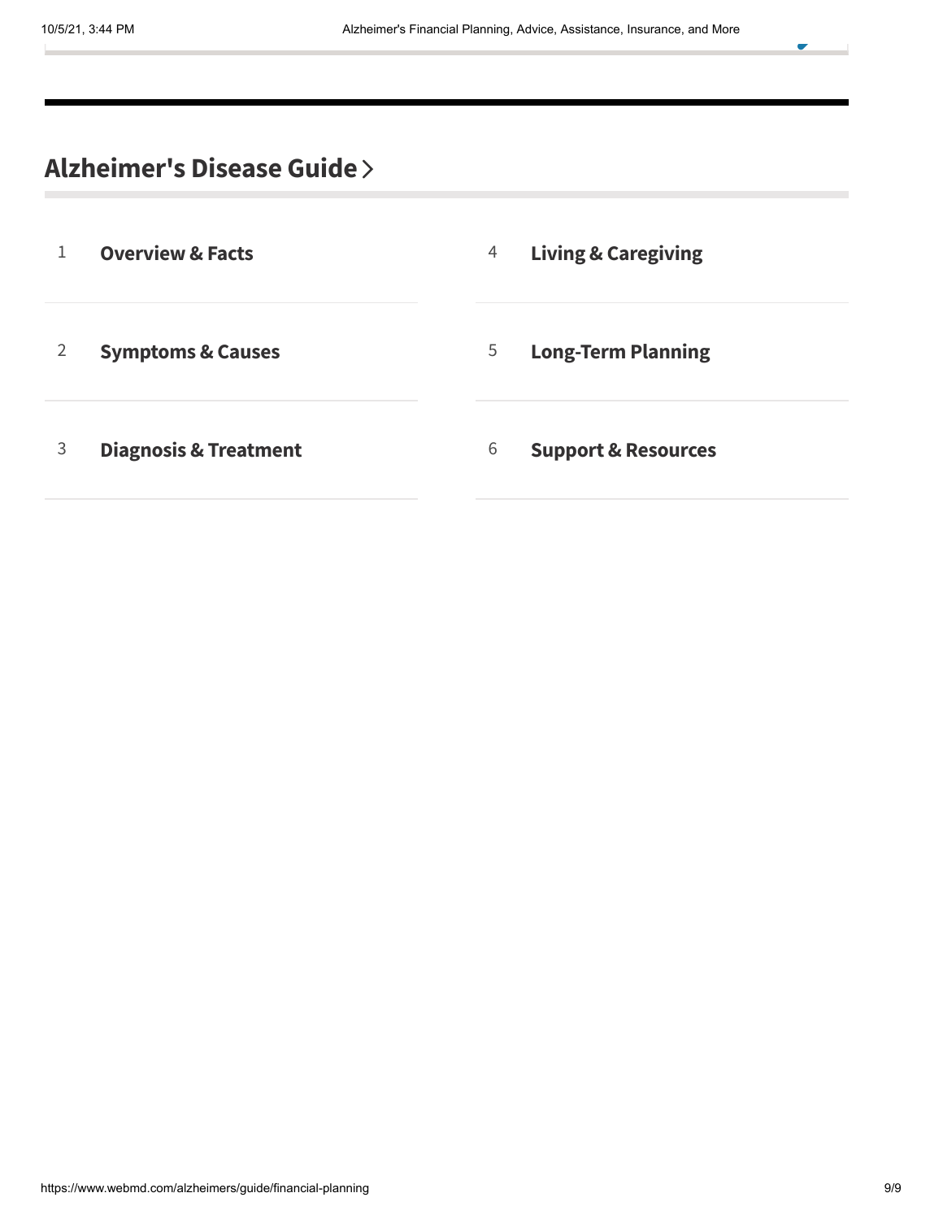## Alzheimer's Disease Guide >

1. **Overview & Facts**
2. **Symptoms & Causes**
3. **Diagnosis & Treatment**
4. **Living & Caregiving**
5. **Long-Term Planning**
6. **Support & Resources**